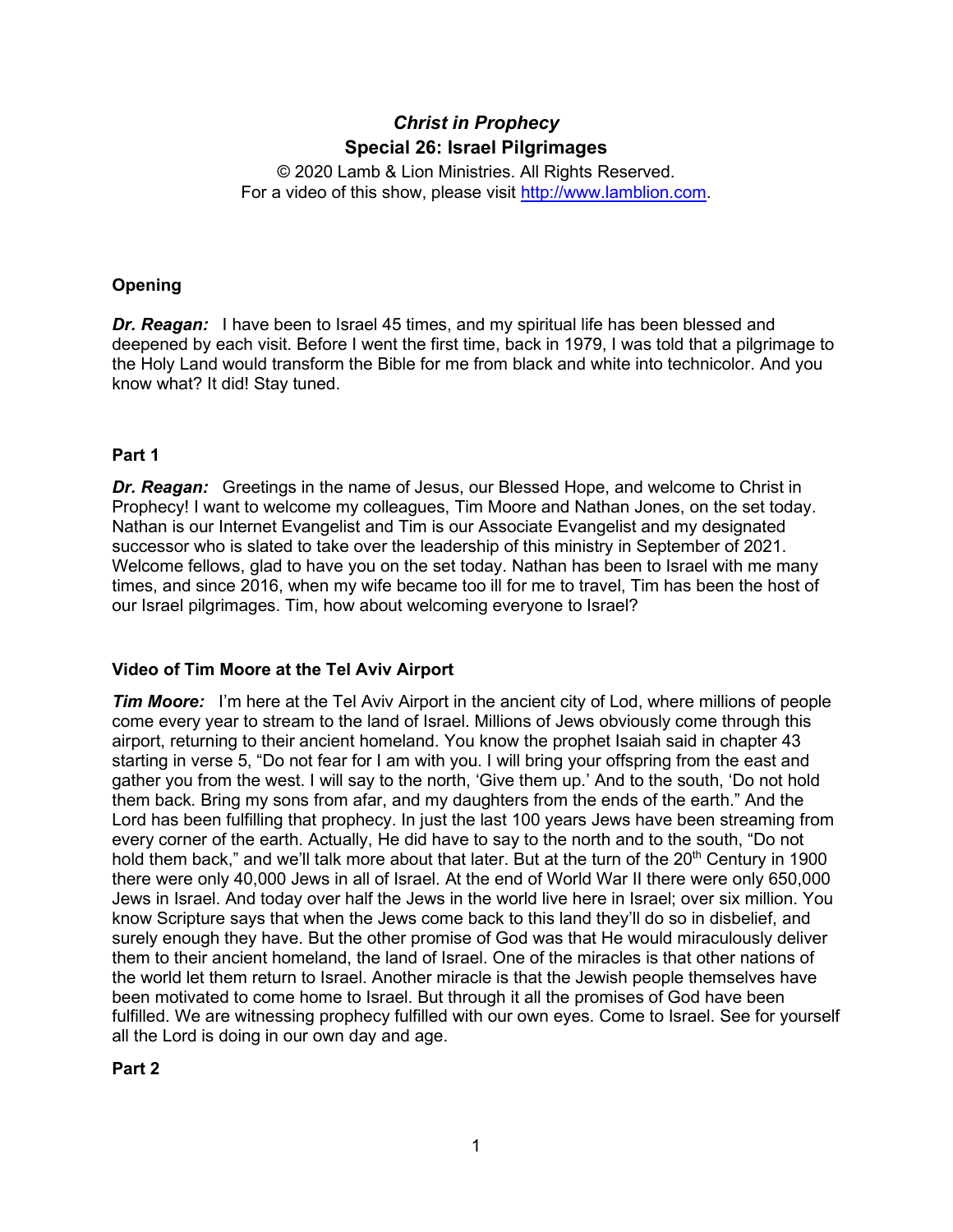# *Christ in Prophecy*
## Special 26: Israel Pilgrimages

© 2020 Lamb & Lion Ministries. All Rights Reserved.
For a video of this show, please visit http://www.lamblion.com.

### Opening

***Dr. Reagan:*** I have been to Israel 45 times, and my spiritual life has been blessed and deepened by each visit. Before I went the first time, back in 1979, I was told that a pilgrimage to the Holy Land would transform the Bible for me from black and white into technicolor. And you know what? It did! Stay tuned.

### Part 1

***Dr. Reagan:*** Greetings in the name of Jesus, our Blessed Hope, and welcome to Christ in Prophecy! I want to welcome my colleagues, Tim Moore and Nathan Jones, on the set today. Nathan is our Internet Evangelist and Tim is our Associate Evangelist and my designated successor who is slated to take over the leadership of this ministry in September of 2021. Welcome fellows, glad to have you on the set today. Nathan has been to Israel with me many times, and since 2016, when my wife became too ill for me to travel, Tim has been the host of our Israel pilgrimages. Tim, how about welcoming everyone to Israel?

### Video of Tim Moore at the Tel Aviv Airport

***Tim Moore:*** I'm here at the Tel Aviv Airport in the ancient city of Lod, where millions of people come every year to stream to the land of Israel. Millions of Jews obviously come through this airport, returning to their ancient homeland. You know the prophet Isaiah said in chapter 43 starting in verse 5, "Do not fear for I am with you. I will bring your offspring from the east and gather you from the west. I will say to the north, 'Give them up.' And to the south, 'Do not hold them back. Bring my sons from afar, and my daughters from the ends of the earth." And the Lord has been fulfilling that prophecy. In just the last 100 years Jews have been streaming from every corner of the earth. Actually, He did have to say to the north and to the south, "Do not hold them back," and we'll talk more about that later. But at the turn of the 20th Century in 1900 there were only 40,000 Jews in all of Israel. At the end of World War II there were only 650,000 Jews in Israel. And today over half the Jews in the world live here in Israel; over six million. You know Scripture says that when the Jews come back to this land they'll do so in disbelief, and surely enough they have. But the other promise of God was that He would miraculously deliver them to their ancient homeland, the land of Israel. One of the miracles is that other nations of the world let them return to Israel. Another miracle is that the Jewish people themselves have been motivated to come home to Israel. But through it all the promises of God have been fulfilled. We are witnessing prophecy fulfilled with our own eyes. Come to Israel. See for yourself all the Lord is doing in our own day and age.

### Part 2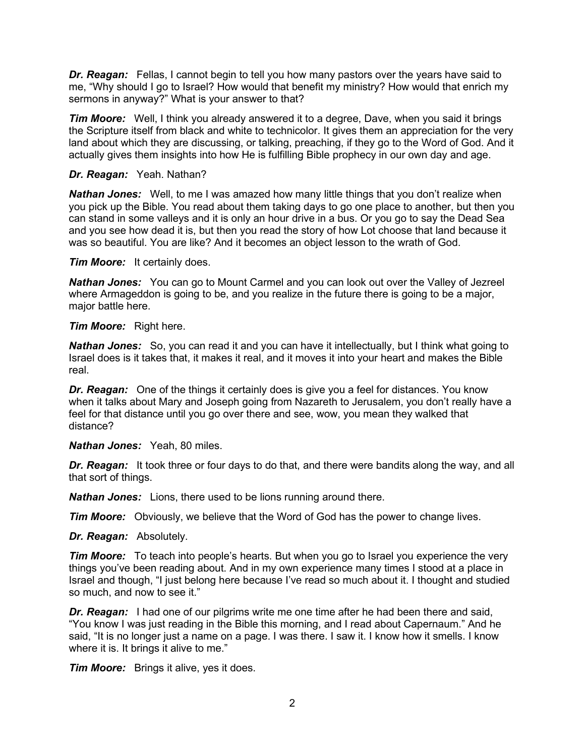***Dr. Reagan:*** Fellas, I cannot begin to tell you how many pastors over the years have said to me, "Why should I go to Israel? How would that benefit my ministry? How would that enrich my sermons in anyway?" What is your answer to that?

***Tim Moore:*** Well, I think you already answered it to a degree, Dave, when you said it brings the Scripture itself from black and white to technicolor. It gives them an appreciation for the very land about which they are discussing, or talking, preaching, if they go to the Word of God. And it actually gives them insights into how He is fulfilling Bible prophecy in our own day and age.

***Dr. Reagan:*** Yeah. Nathan?

***Nathan Jones:*** Well, to me I was amazed how many little things that you don't realize when you pick up the Bible. You read about them taking days to go one place to another, but then you can stand in some valleys and it is only an hour drive in a bus. Or you go to say the Dead Sea and you see how dead it is, but then you read the story of how Lot choose that land because it was so beautiful. You are like? And it becomes an object lesson to the wrath of God.

***Tim Moore:*** It certainly does.

***Nathan Jones:*** You can go to Mount Carmel and you can look out over the Valley of Jezreel where Armageddon is going to be, and you realize in the future there is going to be a major, major battle here.

***Tim Moore:*** Right here.

***Nathan Jones:*** So, you can read it and you can have it intellectually, but I think what going to Israel does is it takes that, it makes it real, and it moves it into your heart and makes the Bible real.

***Dr. Reagan:*** One of the things it certainly does is give you a feel for distances. You know when it talks about Mary and Joseph going from Nazareth to Jerusalem, you don't really have a feel for that distance until you go over there and see, wow, you mean they walked that distance?

***Nathan Jones:*** Yeah, 80 miles.

***Dr. Reagan:*** It took three or four days to do that, and there were bandits along the way, and all that sort of things.

***Nathan Jones:*** Lions, there used to be lions running around there.

***Tim Moore:*** Obviously, we believe that the Word of God has the power to change lives.

***Dr. Reagan:*** Absolutely.

***Tim Moore:*** To teach into people's hearts. But when you go to Israel you experience the very things you've been reading about. And in my own experience many times I stood at a place in Israel and though, "I just belong here because I've read so much about it. I thought and studied so much, and now to see it."

***Dr. Reagan:*** I had one of our pilgrims write me one time after he had been there and said, "You know I was just reading in the Bible this morning, and I read about Capernaum." And he said, "It is no longer just a name on a page. I was there. I saw it. I know how it smells. I know where it is. It brings it alive to me."

***Tim Moore:*** Brings it alive, yes it does.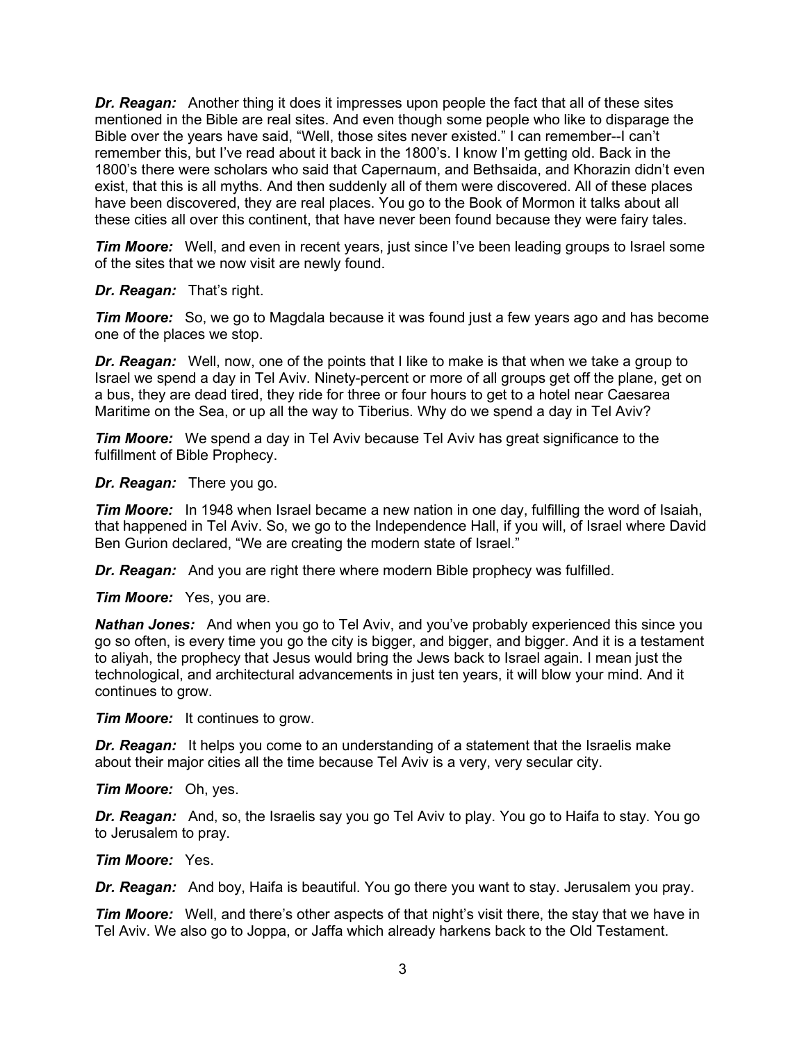***Dr. Reagan:*** Another thing it does it impresses upon people the fact that all of these sites mentioned in the Bible are real sites. And even though some people who like to disparage the Bible over the years have said, "Well, those sites never existed." I can remember--I can't remember this, but I've read about it back in the 1800's. I know I'm getting old. Back in the 1800's there were scholars who said that Capernaum, and Bethsaida, and Khorazin didn't even exist, that this is all myths. And then suddenly all of them were discovered. All of these places have been discovered, they are real places. You go to the Book of Mormon it talks about all these cities all over this continent, that have never been found because they were fairy tales.

***Tim Moore:*** Well, and even in recent years, just since I've been leading groups to Israel some of the sites that we now visit are newly found.

***Dr. Reagan:*** That's right.

***Tim Moore:*** So, we go to Magdala because it was found just a few years ago and has become one of the places we stop.

***Dr. Reagan:*** Well, now, one of the points that I like to make is that when we take a group to Israel we spend a day in Tel Aviv. Ninety-percent or more of all groups get off the plane, get on a bus, they are dead tired, they ride for three or four hours to get to a hotel near Caesarea Maritime on the Sea, or up all the way to Tiberius. Why do we spend a day in Tel Aviv?

***Tim Moore:*** We spend a day in Tel Aviv because Tel Aviv has great significance to the fulfillment of Bible Prophecy.

***Dr. Reagan:*** There you go.

***Tim Moore:*** In 1948 when Israel became a new nation in one day, fulfilling the word of Isaiah, that happened in Tel Aviv. So, we go to the Independence Hall, if you will, of Israel where David Ben Gurion declared, "We are creating the modern state of Israel."

***Dr. Reagan:*** And you are right there where modern Bible prophecy was fulfilled.

***Tim Moore:*** Yes, you are.

***Nathan Jones:*** And when you go to Tel Aviv, and you've probably experienced this since you go so often, is every time you go the city is bigger, and bigger, and bigger. And it is a testament to aliyah, the prophecy that Jesus would bring the Jews back to Israel again. I mean just the technological, and architectural advancements in just ten years, it will blow your mind. And it continues to grow.

***Tim Moore:*** It continues to grow.

***Dr. Reagan:*** It helps you come to an understanding of a statement that the Israelis make about their major cities all the time because Tel Aviv is a very, very secular city.

***Tim Moore:*** Oh, yes.

***Dr. Reagan:*** And, so, the Israelis say you go Tel Aviv to play. You go to Haifa to stay. You go to Jerusalem to pray.

***Tim Moore:*** Yes.

***Dr. Reagan:*** And boy, Haifa is beautiful. You go there you want to stay. Jerusalem you pray.

***Tim Moore:*** Well, and there's other aspects of that night's visit there, the stay that we have in Tel Aviv. We also go to Joppa, or Jaffa which already harkens back to the Old Testament.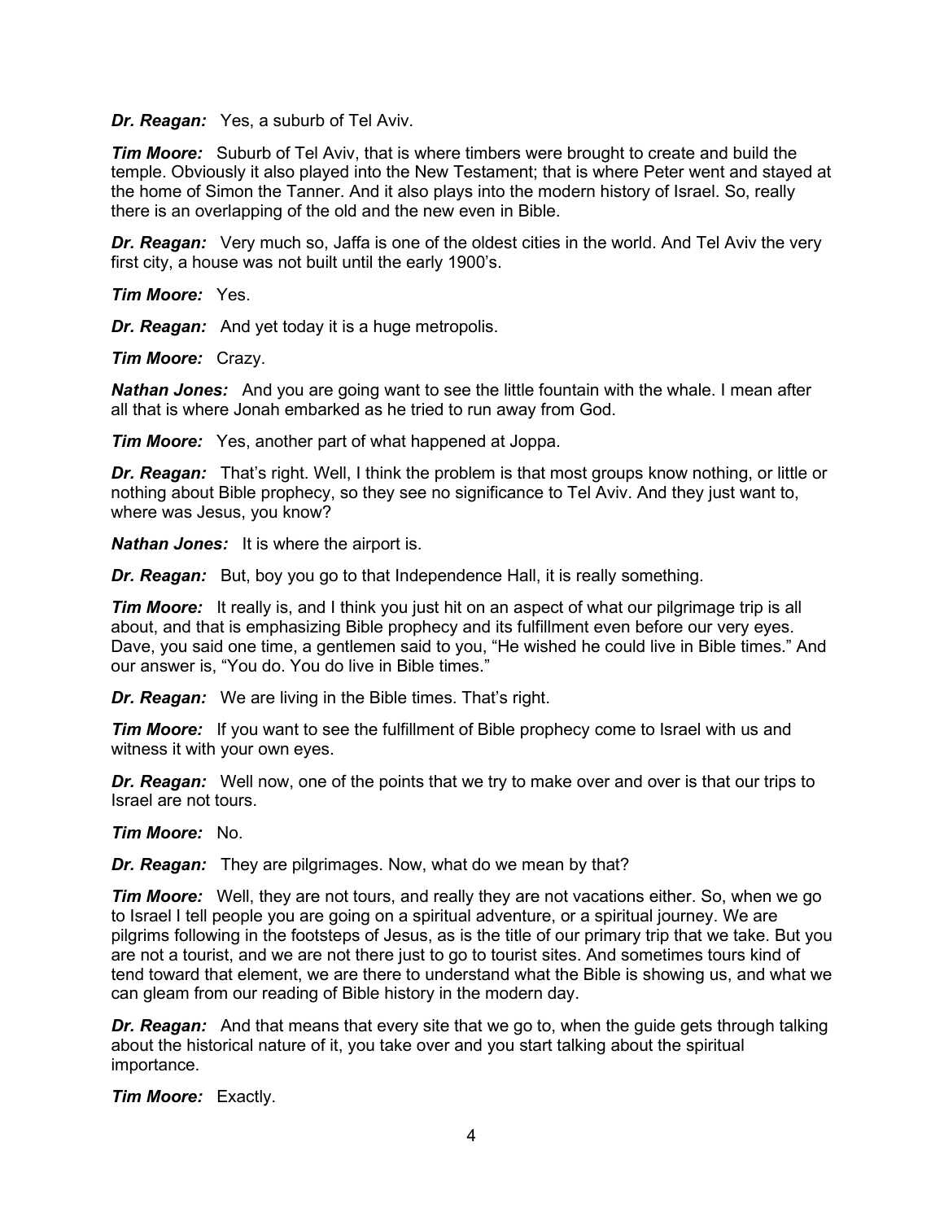***Dr. Reagan:*** Yes, a suburb of Tel Aviv.

***Tim Moore:*** Suburb of Tel Aviv, that is where timbers were brought to create and build the temple. Obviously it also played into the New Testament; that is where Peter went and stayed at the home of Simon the Tanner. And it also plays into the modern history of Israel. So, really there is an overlapping of the old and the new even in Bible.

***Dr. Reagan:*** Very much so, Jaffa is one of the oldest cities in the world. And Tel Aviv the very first city, a house was not built until the early 1900's.

***Tim Moore:*** Yes.

***Dr. Reagan:*** And yet today it is a huge metropolis.

***Tim Moore:*** Crazy.

***Nathan Jones:*** And you are going want to see the little fountain with the whale. I mean after all that is where Jonah embarked as he tried to run away from God.

***Tim Moore:*** Yes, another part of what happened at Joppa.

***Dr. Reagan:*** That's right. Well, I think the problem is that most groups know nothing, or little or nothing about Bible prophecy, so they see no significance to Tel Aviv. And they just want to, where was Jesus, you know?

***Nathan Jones:*** It is where the airport is.

***Dr. Reagan:*** But, boy you go to that Independence Hall, it is really something.

***Tim Moore:*** It really is, and I think you just hit on an aspect of what our pilgrimage trip is all about, and that is emphasizing Bible prophecy and its fulfillment even before our very eyes. Dave, you said one time, a gentlemen said to you, "He wished he could live in Bible times." And our answer is, "You do. You do live in Bible times."

***Dr. Reagan:*** We are living in the Bible times. That's right.

***Tim Moore:*** If you want to see the fulfillment of Bible prophecy come to Israel with us and witness it with your own eyes.

***Dr. Reagan:*** Well now, one of the points that we try to make over and over is that our trips to Israel are not tours.

***Tim Moore:*** No.

***Dr. Reagan:*** They are pilgrimages. Now, what do we mean by that?

***Tim Moore:*** Well, they are not tours, and really they are not vacations either. So, when we go to Israel I tell people you are going on a spiritual adventure, or a spiritual journey. We are pilgrims following in the footsteps of Jesus, as is the title of our primary trip that we take. But you are not a tourist, and we are not there just to go to tourist sites. And sometimes tours kind of tend toward that element, we are there to understand what the Bible is showing us, and what we can gleam from our reading of Bible history in the modern day.

***Dr. Reagan:*** And that means that every site that we go to, when the guide gets through talking about the historical nature of it, you take over and you start talking about the spiritual importance.

***Tim Moore:*** Exactly.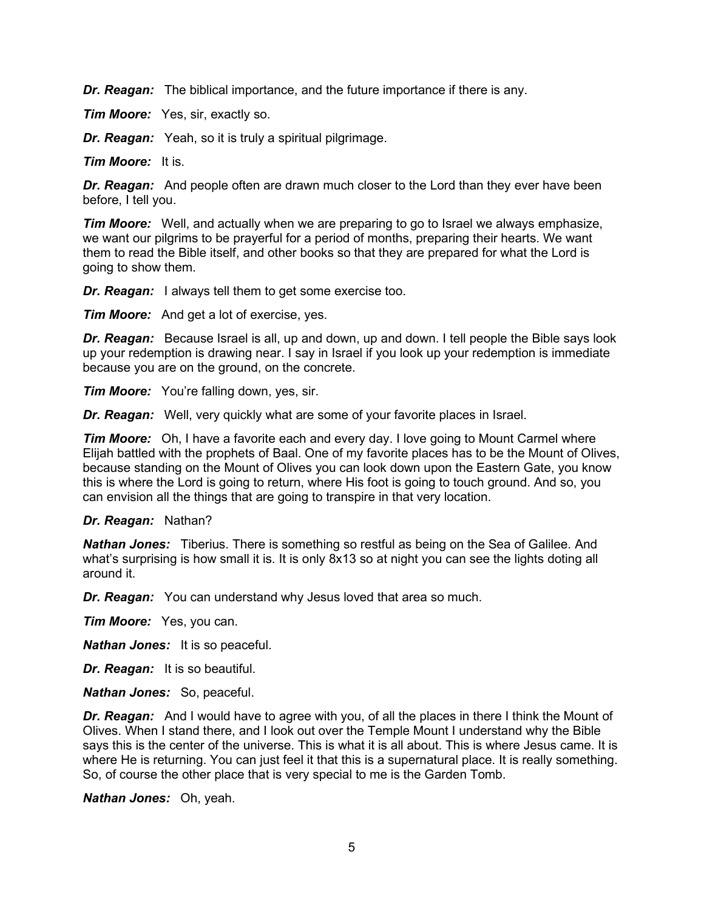***Dr. Reagan:*** The biblical importance, and the future importance if there is any.

***Tim Moore:*** Yes, sir, exactly so.

***Dr. Reagan:*** Yeah, so it is truly a spiritual pilgrimage.

***Tim Moore:*** It is.

***Dr. Reagan:*** And people often are drawn much closer to the Lord than they ever have been before, I tell you.

***Tim Moore:*** Well, and actually when we are preparing to go to Israel we always emphasize, we want our pilgrims to be prayerful for a period of months, preparing their hearts. We want them to read the Bible itself, and other books so that they are prepared for what the Lord is going to show them.

***Dr. Reagan:*** I always tell them to get some exercise too.

***Tim Moore:*** And get a lot of exercise, yes.

***Dr. Reagan:*** Because Israel is all, up and down, up and down. I tell people the Bible says look up your redemption is drawing near. I say in Israel if you look up your redemption is immediate because you are on the ground, on the concrete.

***Tim Moore:*** You're falling down, yes, sir.

***Dr. Reagan:*** Well, very quickly what are some of your favorite places in Israel.

***Tim Moore:*** Oh, I have a favorite each and every day. I love going to Mount Carmel where Elijah battled with the prophets of Baal. One of my favorite places has to be the Mount of Olives, because standing on the Mount of Olives you can look down upon the Eastern Gate, you know this is where the Lord is going to return, where His foot is going to touch ground. And so, you can envision all the things that are going to transpire in that very location.

***Dr. Reagan:*** Nathan?

***Nathan Jones:*** Tiberius. There is something so restful as being on the Sea of Galilee. And what's surprising is how small it is. It is only 8x13 so at night you can see the lights doting all around it.

***Dr. Reagan:*** You can understand why Jesus loved that area so much.

***Tim Moore:*** Yes, you can.

***Nathan Jones:*** It is so peaceful.

***Dr. Reagan:*** It is so beautiful.

***Nathan Jones:*** So, peaceful.

***Dr. Reagan:*** And I would have to agree with you, of all the places in there I think the Mount of Olives. When I stand there, and I look out over the Temple Mount I understand why the Bible says this is the center of the universe. This is what it is all about. This is where Jesus came. It is where He is returning. You can just feel it that this is a supernatural place. It is really something. So, of course the other place that is very special to me is the Garden Tomb.

***Nathan Jones:*** Oh, yeah.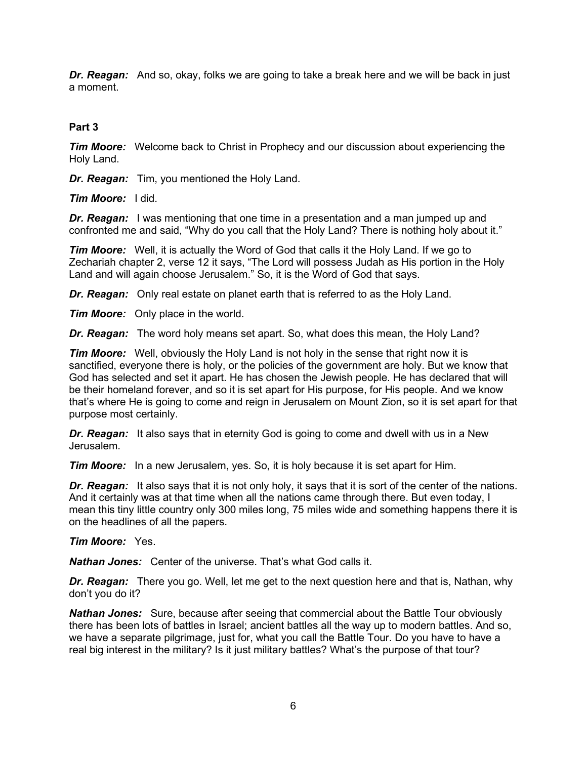***Dr. Reagan:*** And so, okay, folks we are going to take a break here and we will be back in just a moment.

**Part 3**

***Tim Moore:*** Welcome back to Christ in Prophecy and our discussion about experiencing the Holy Land.

***Dr. Reagan:*** Tim, you mentioned the Holy Land.

***Tim Moore:*** I did.

***Dr. Reagan:*** I was mentioning that one time in a presentation and a man jumped up and confronted me and said, "Why do you call that the Holy Land? There is nothing holy about it."

***Tim Moore:*** Well, it is actually the Word of God that calls it the Holy Land. If we go to Zechariah chapter 2, verse 12 it says, "The Lord will possess Judah as His portion in the Holy Land and will again choose Jerusalem." So, it is the Word of God that says.

***Dr. Reagan:*** Only real estate on planet earth that is referred to as the Holy Land.

***Tim Moore:*** Only place in the world.

***Dr. Reagan:*** The word holy means set apart. So, what does this mean, the Holy Land?

***Tim Moore:*** Well, obviously the Holy Land is not holy in the sense that right now it is sanctified, everyone there is holy, or the policies of the government are holy. But we know that God has selected and set it apart. He has chosen the Jewish people. He has declared that will be their homeland forever, and so it is set apart for His purpose, for His people. And we know that's where He is going to come and reign in Jerusalem on Mount Zion, so it is set apart for that purpose most certainly.

***Dr. Reagan:*** It also says that in eternity God is going to come and dwell with us in a New Jerusalem.

***Tim Moore:*** In a new Jerusalem, yes. So, it is holy because it is set apart for Him.

***Dr. Reagan:*** It also says that it is not only holy, it says that it is sort of the center of the nations. And it certainly was at that time when all the nations came through there. But even today, I mean this tiny little country only 300 miles long, 75 miles wide and something happens there it is on the headlines of all the papers.

***Tim Moore:*** Yes.

***Nathan Jones:*** Center of the universe. That's what God calls it.

***Dr. Reagan:*** There you go. Well, let me get to the next question here and that is, Nathan, why don't you do it?

***Nathan Jones:*** Sure, because after seeing that commercial about the Battle Tour obviously there has been lots of battles in Israel; ancient battles all the way up to modern battles. And so, we have a separate pilgrimage, just for, what you call the Battle Tour. Do you have to have a real big interest in the military? Is it just military battles? What's the purpose of that tour?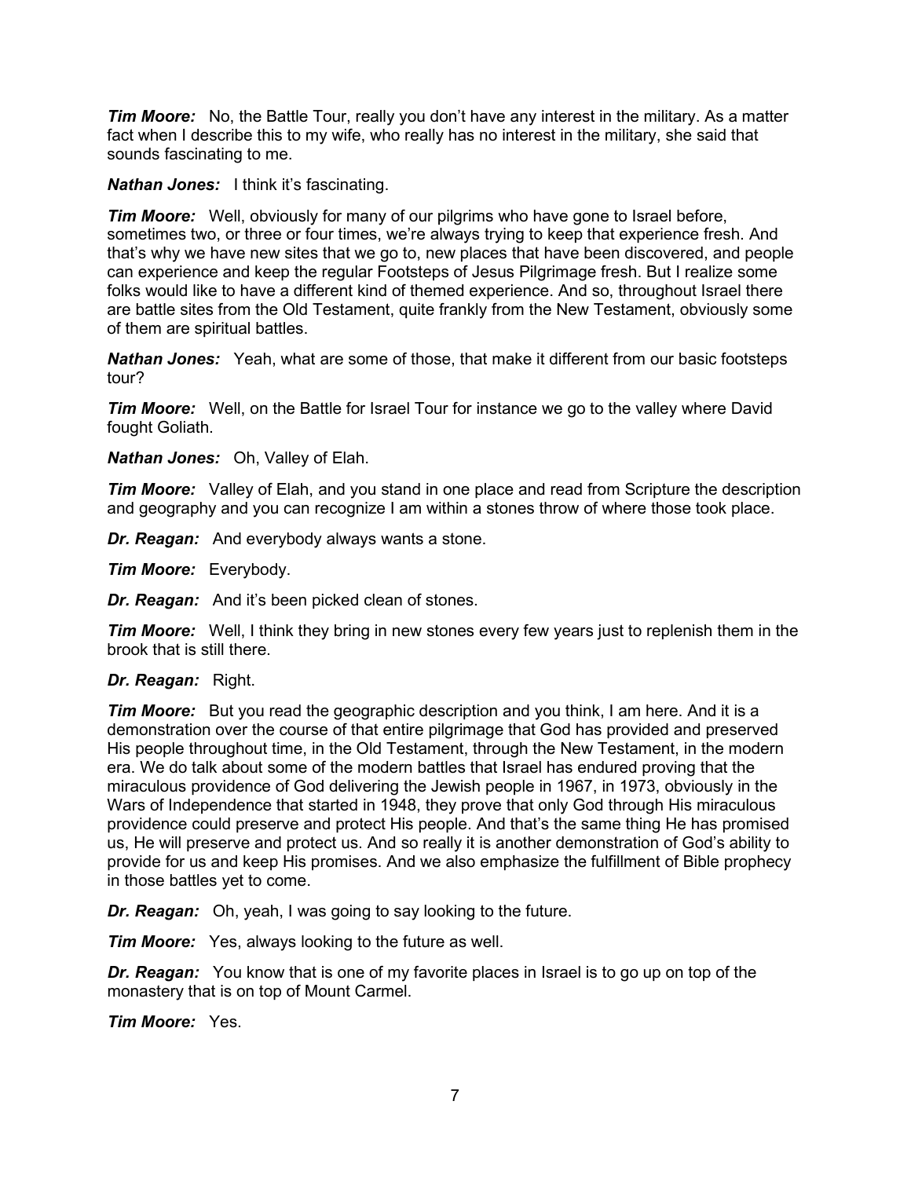***Tim Moore:*** No, the Battle Tour, really you don't have any interest in the military. As a matter fact when I describe this to my wife, who really has no interest in the military, she said that sounds fascinating to me.

***Nathan Jones:*** I think it's fascinating.

***Tim Moore:*** Well, obviously for many of our pilgrims who have gone to Israel before, sometimes two, or three or four times, we're always trying to keep that experience fresh. And that's why we have new sites that we go to, new places that have been discovered, and people can experience and keep the regular Footsteps of Jesus Pilgrimage fresh. But I realize some folks would like to have a different kind of themed experience. And so, throughout Israel there are battle sites from the Old Testament, quite frankly from the New Testament, obviously some of them are spiritual battles.

***Nathan Jones:*** Yeah, what are some of those, that make it different from our basic footsteps tour?

***Tim Moore:*** Well, on the Battle for Israel Tour for instance we go to the valley where David fought Goliath.

***Nathan Jones:*** Oh, Valley of Elah.

***Tim Moore:*** Valley of Elah, and you stand in one place and read from Scripture the description and geography and you can recognize I am within a stones throw of where those took place.

***Dr. Reagan:*** And everybody always wants a stone.

***Tim Moore:*** Everybody.

***Dr. Reagan:*** And it's been picked clean of stones.

***Tim Moore:*** Well, I think they bring in new stones every few years just to replenish them in the brook that is still there.

***Dr. Reagan:*** Right.

***Tim Moore:*** But you read the geographic description and you think, I am here. And it is a demonstration over the course of that entire pilgrimage that God has provided and preserved His people throughout time, in the Old Testament, through the New Testament, in the modern era. We do talk about some of the modern battles that Israel has endured proving that the miraculous providence of God delivering the Jewish people in 1967, in 1973, obviously in the Wars of Independence that started in 1948, they prove that only God through His miraculous providence could preserve and protect His people. And that's the same thing He has promised us, He will preserve and protect us. And so really it is another demonstration of God's ability to provide for us and keep His promises. And we also emphasize the fulfillment of Bible prophecy in those battles yet to come.

***Dr. Reagan:*** Oh, yeah, I was going to say looking to the future.

***Tim Moore:*** Yes, always looking to the future as well.

***Dr. Reagan:*** You know that is one of my favorite places in Israel is to go up on top of the monastery that is on top of Mount Carmel.

***Tim Moore:*** Yes.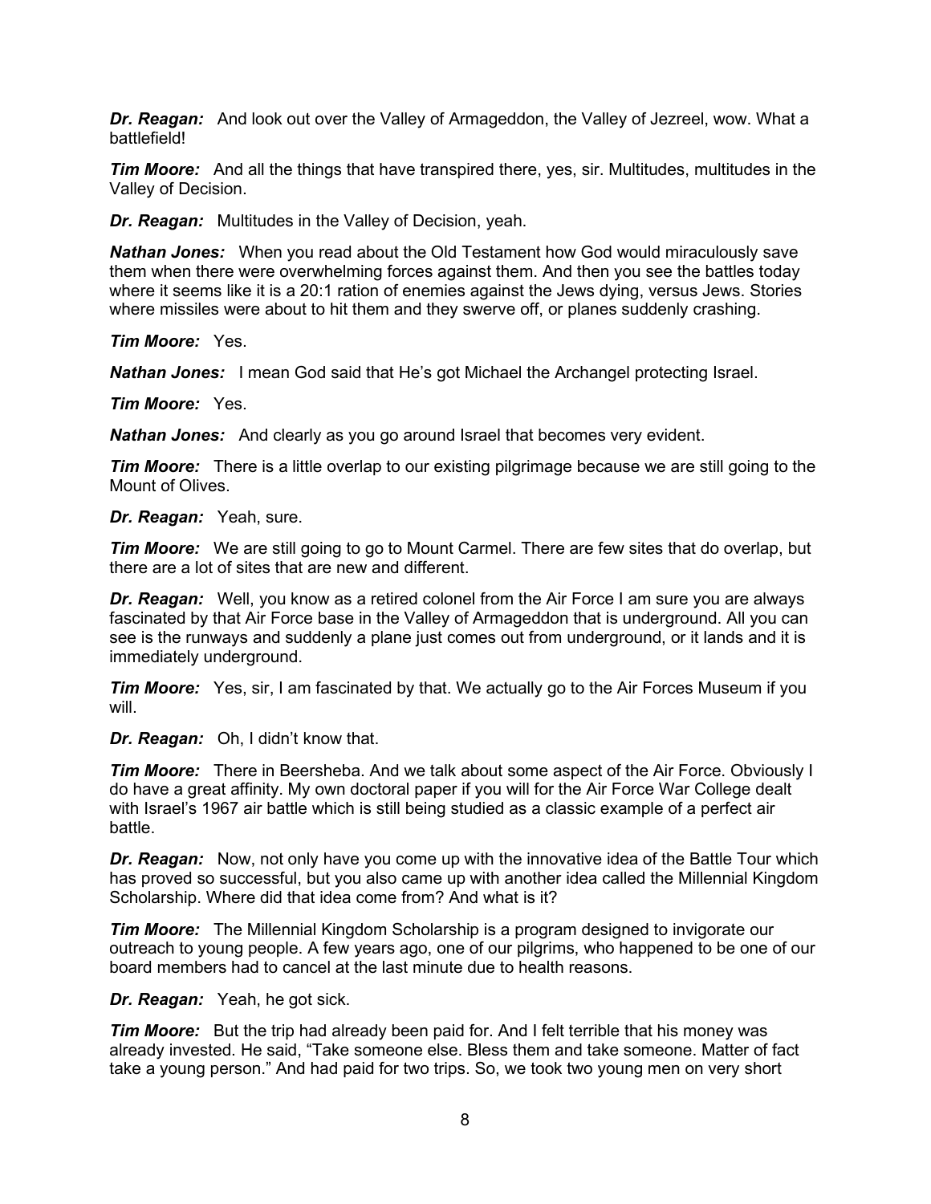***Dr. Reagan:*** And look out over the Valley of Armageddon, the Valley of Jezreel, wow. What a battlefield!

***Tim Moore:*** And all the things that have transpired there, yes, sir. Multitudes, multitudes in the Valley of Decision.

***Dr. Reagan:*** Multitudes in the Valley of Decision, yeah.

***Nathan Jones:*** When you read about the Old Testament how God would miraculously save them when there were overwhelming forces against them. And then you see the battles today where it seems like it is a 20:1 ration of enemies against the Jews dying, versus Jews. Stories where missiles were about to hit them and they swerve off, or planes suddenly crashing.

***Tim Moore:*** Yes.

***Nathan Jones:*** I mean God said that He's got Michael the Archangel protecting Israel.

***Tim Moore:*** Yes.

***Nathan Jones:*** And clearly as you go around Israel that becomes very evident.

***Tim Moore:*** There is a little overlap to our existing pilgrimage because we are still going to the Mount of Olives.

***Dr. Reagan:*** Yeah, sure.

***Tim Moore:*** We are still going to go to Mount Carmel. There are few sites that do overlap, but there are a lot of sites that are new and different.

***Dr. Reagan:*** Well, you know as a retired colonel from the Air Force I am sure you are always fascinated by that Air Force base in the Valley of Armageddon that is underground. All you can see is the runways and suddenly a plane just comes out from underground, or it lands and it is immediately underground.

***Tim Moore:*** Yes, sir, I am fascinated by that. We actually go to the Air Forces Museum if you will.

***Dr. Reagan:*** Oh, I didn't know that.

***Tim Moore:*** There in Beersheba. And we talk about some aspect of the Air Force. Obviously I do have a great affinity. My own doctoral paper if you will for the Air Force War College dealt with Israel's 1967 air battle which is still being studied as a classic example of a perfect air battle.

***Dr. Reagan:*** Now, not only have you come up with the innovative idea of the Battle Tour which has proved so successful, but you also came up with another idea called the Millennial Kingdom Scholarship. Where did that idea come from? And what is it?

***Tim Moore:*** The Millennial Kingdom Scholarship is a program designed to invigorate our outreach to young people. A few years ago, one of our pilgrims, who happened to be one of our board members had to cancel at the last minute due to health reasons.

***Dr. Reagan:*** Yeah, he got sick.

***Tim Moore:*** But the trip had already been paid for. And I felt terrible that his money was already invested. He said, "Take someone else. Bless them and take someone. Matter of fact take a young person." And had paid for two trips. So, we took two young men on very short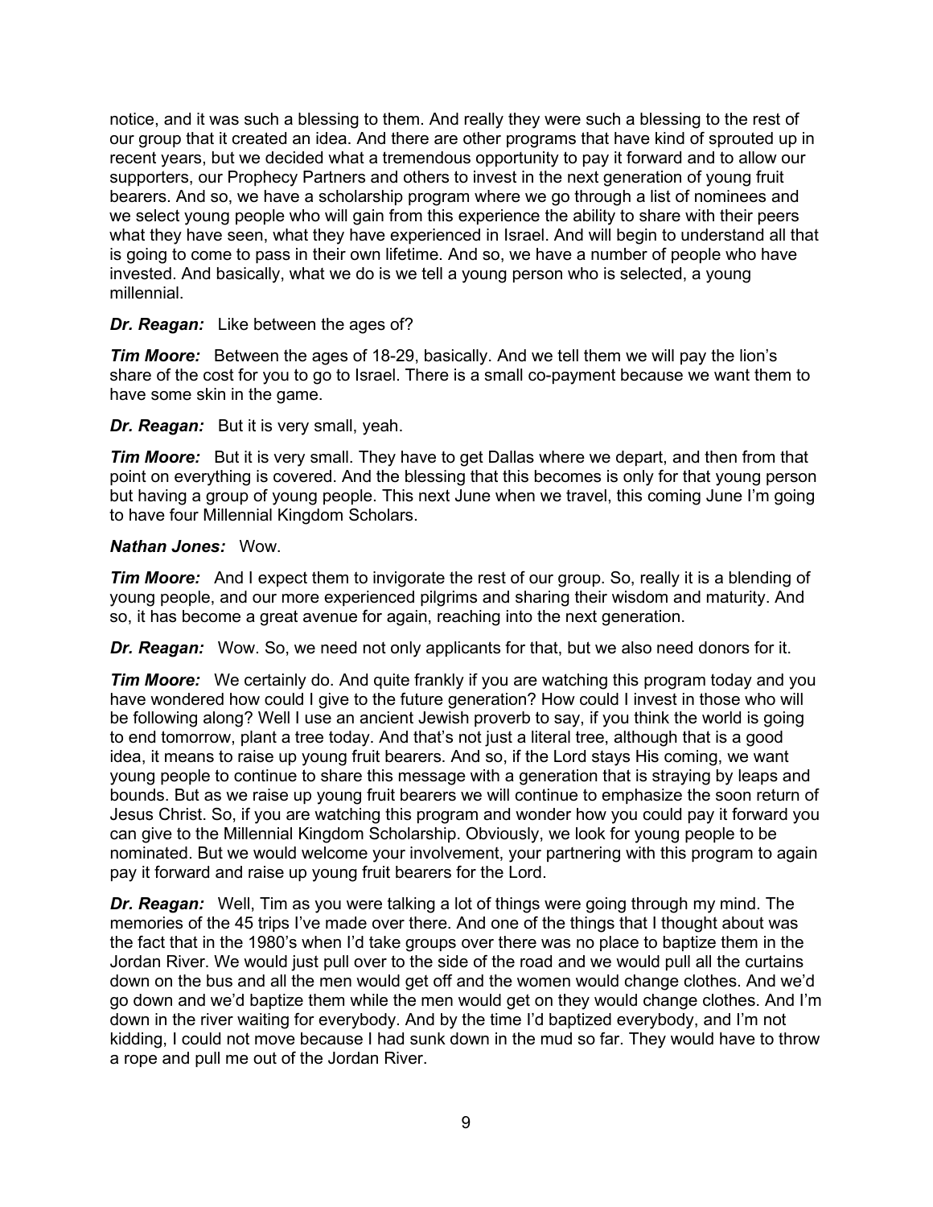notice, and it was such a blessing to them. And really they were such a blessing to the rest of our group that it created an idea. And there are other programs that have kind of sprouted up in recent years, but we decided what a tremendous opportunity to pay it forward and to allow our supporters, our Prophecy Partners and others to invest in the next generation of young fruit bearers. And so, we have a scholarship program where we go through a list of nominees and we select young people who will gain from this experience the ability to share with their peers what they have seen, what they have experienced in Israel. And will begin to understand all that is going to come to pass in their own lifetime. And so, we have a number of people who have invested. And basically, what we do is we tell a young person who is selected, a young millennial.

***Dr. Reagan:*** Like between the ages of?

***Tim Moore:*** Between the ages of 18-29, basically. And we tell them we will pay the lion's share of the cost for you to go to Israel. There is a small co-payment because we want them to have some skin in the game.

***Dr. Reagan:*** But it is very small, yeah.

***Tim Moore:*** But it is very small. They have to get Dallas where we depart, and then from that point on everything is covered. And the blessing that this becomes is only for that young person but having a group of young people. This next June when we travel, this coming June I'm going to have four Millennial Kingdom Scholars.

***Nathan Jones:*** Wow.

***Tim Moore:*** And I expect them to invigorate the rest of our group. So, really it is a blending of young people, and our more experienced pilgrims and sharing their wisdom and maturity. And so, it has become a great avenue for again, reaching into the next generation.

***Dr. Reagan:*** Wow. So, we need not only applicants for that, but we also need donors for it.

***Tim Moore:*** We certainly do. And quite frankly if you are watching this program today and you have wondered how could I give to the future generation? How could I invest in those who will be following along? Well I use an ancient Jewish proverb to say, if you think the world is going to end tomorrow, plant a tree today. And that's not just a literal tree, although that is a good idea, it means to raise up young fruit bearers. And so, if the Lord stays His coming, we want young people to continue to share this message with a generation that is straying by leaps and bounds. But as we raise up young fruit bearers we will continue to emphasize the soon return of Jesus Christ. So, if you are watching this program and wonder how you could pay it forward you can give to the Millennial Kingdom Scholarship. Obviously, we look for young people to be nominated. But we would welcome your involvement, your partnering with this program to again pay it forward and raise up young fruit bearers for the Lord.

***Dr. Reagan:*** Well, Tim as you were talking a lot of things were going through my mind. The memories of the 45 trips I've made over there. And one of the things that I thought about was the fact that in the 1980's when I'd take groups over there was no place to baptize them in the Jordan River. We would just pull over to the side of the road and we would pull all the curtains down on the bus and all the men would get off and the women would change clothes. And we'd go down and we'd baptize them while the men would get on they would change clothes. And I'm down in the river waiting for everybody. And by the time I'd baptized everybody, and I'm not kidding, I could not move because I had sunk down in the mud so far. They would have to throw a rope and pull me out of the Jordan River.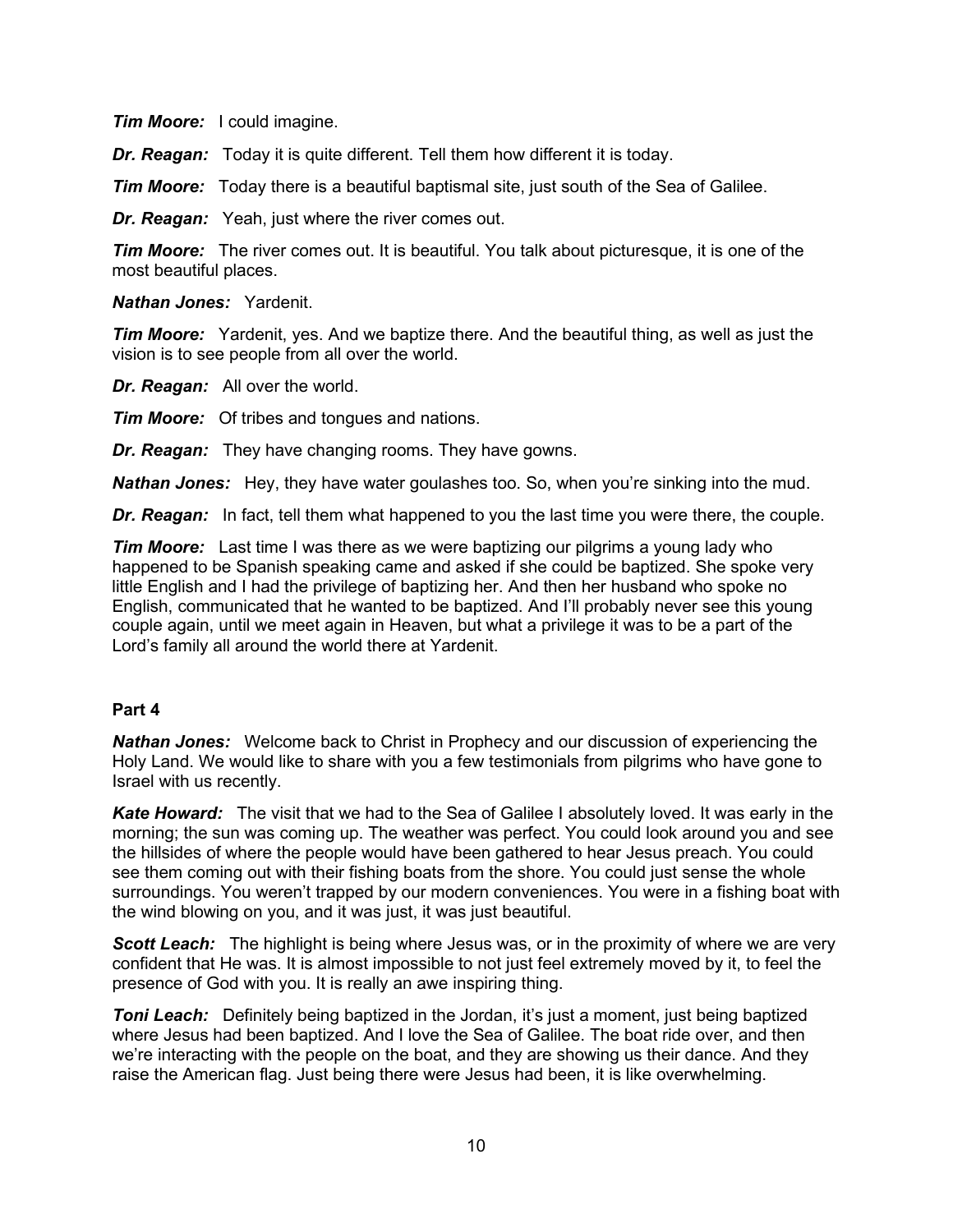***Tim Moore:*** I could imagine.

***Dr. Reagan:*** Today it is quite different. Tell them how different it is today.

***Tim Moore:*** Today there is a beautiful baptismal site, just south of the Sea of Galilee.

***Dr. Reagan:*** Yeah, just where the river comes out.

***Tim Moore:*** The river comes out. It is beautiful. You talk about picturesque, it is one of the most beautiful places.

***Nathan Jones:*** Yardenit.

***Tim Moore:*** Yardenit, yes. And we baptize there. And the beautiful thing, as well as just the vision is to see people from all over the world.

***Dr. Reagan:*** All over the world.

***Tim Moore:*** Of tribes and tongues and nations.

***Dr. Reagan:*** They have changing rooms. They have gowns.

***Nathan Jones:*** Hey, they have water goulashes too. So, when you're sinking into the mud.

***Dr. Reagan:*** In fact, tell them what happened to you the last time you were there, the couple.

***Tim Moore:*** Last time I was there as we were baptizing our pilgrims a young lady who happened to be Spanish speaking came and asked if she could be baptized. She spoke very little English and I had the privilege of baptizing her. And then her husband who spoke no English, communicated that he wanted to be baptized. And I'll probably never see this young couple again, until we meet again in Heaven, but what a privilege it was to be a part of the Lord's family all around the world there at Yardenit.

**Part 4**

***Nathan Jones:*** Welcome back to Christ in Prophecy and our discussion of experiencing the Holy Land. We would like to share with you a few testimonials from pilgrims who have gone to Israel with us recently.

***Kate Howard:*** The visit that we had to the Sea of Galilee I absolutely loved. It was early in the morning; the sun was coming up. The weather was perfect. You could look around you and see the hillsides of where the people would have been gathered to hear Jesus preach. You could see them coming out with their fishing boats from the shore. You could just sense the whole surroundings. You weren't trapped by our modern conveniences. You were in a fishing boat with the wind blowing on you, and it was just, it was just beautiful.

***Scott Leach:*** The highlight is being where Jesus was, or in the proximity of where we are very confident that He was. It is almost impossible to not just feel extremely moved by it, to feel the presence of God with you. It is really an awe inspiring thing.

***Toni Leach:*** Definitely being baptized in the Jordan, it's just a moment, just being baptized where Jesus had been baptized. And I love the Sea of Galilee. The boat ride over, and then we're interacting with the people on the boat, and they are showing us their dance. And they raise the American flag. Just being there were Jesus had been, it is like overwhelming.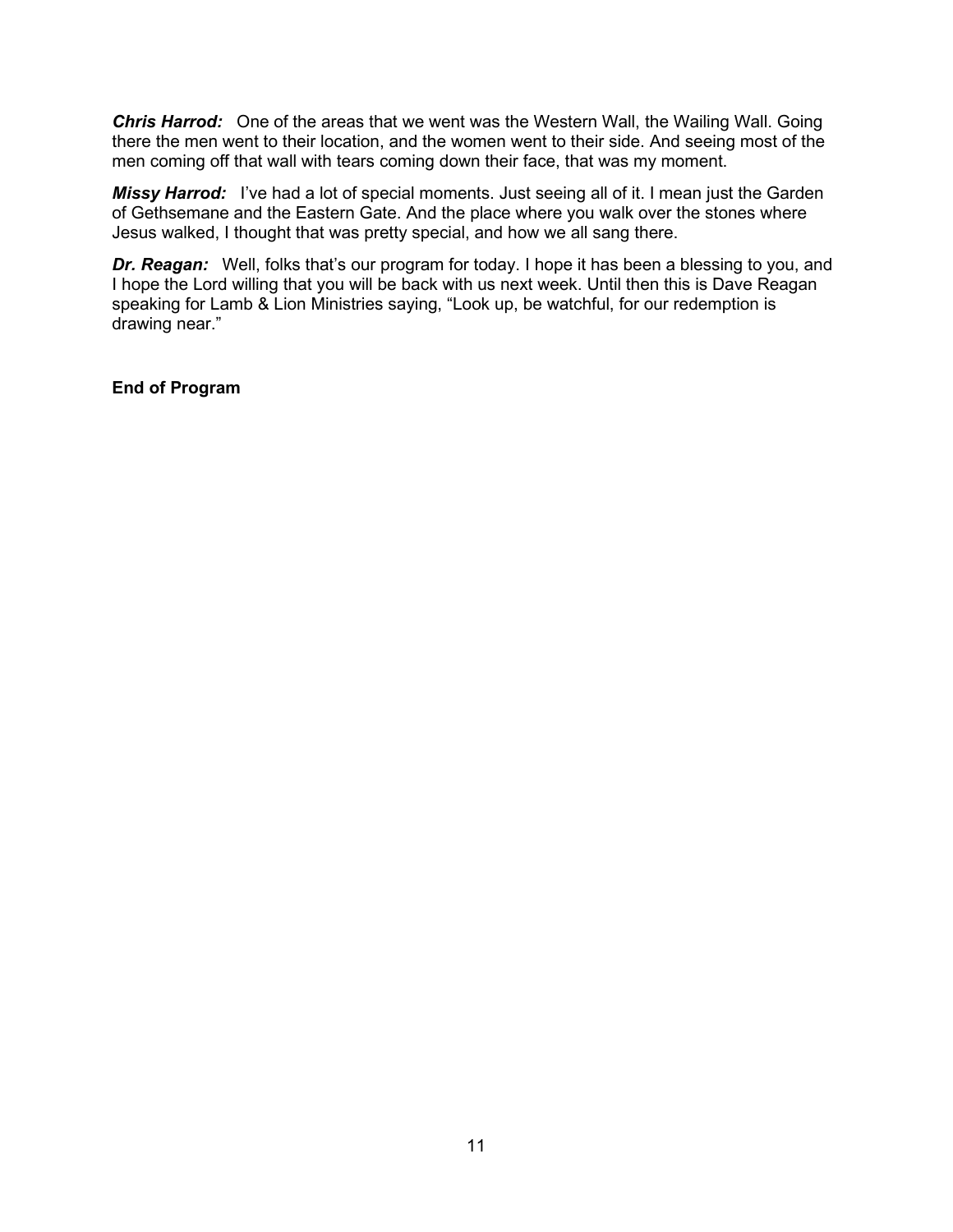***Chris Harrod:*** One of the areas that we went was the Western Wall, the Wailing Wall. Going there the men went to their location, and the women went to their side. And seeing most of the men coming off that wall with tears coming down their face, that was my moment.

***Missy Harrod:*** I've had a lot of special moments. Just seeing all of it. I mean just the Garden of Gethsemane and the Eastern Gate. And the place where you walk over the stones where Jesus walked, I thought that was pretty special, and how we all sang there.

***Dr. Reagan:*** Well, folks that's our program for today. I hope it has been a blessing to you, and I hope the Lord willing that you will be back with us next week. Until then this is Dave Reagan speaking for Lamb & Lion Ministries saying, "Look up, be watchful, for our redemption is drawing near."

**End of Program**